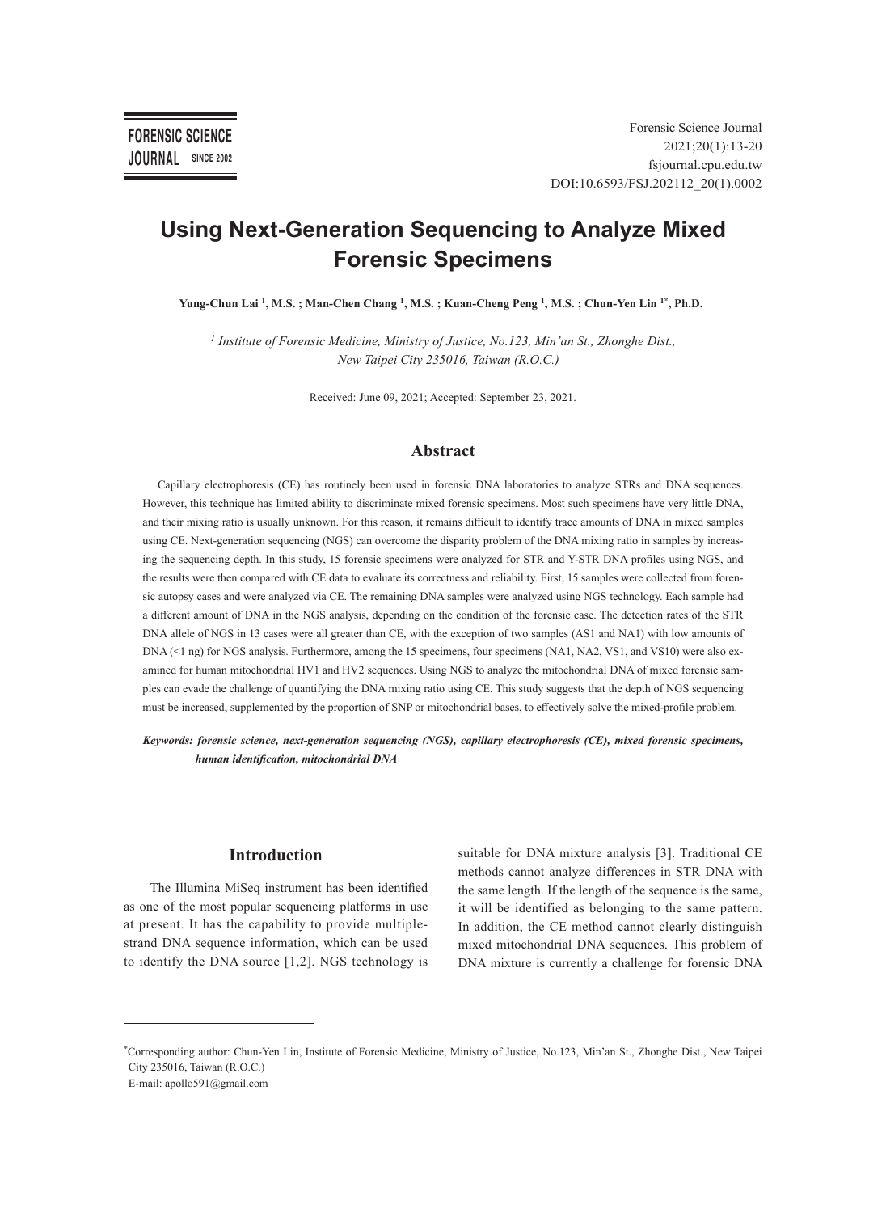# Using Next-Generation Sequencing to Analyze Mixed Forensic Specimens

**Yung-Chun Lai [1], M.S. ; Man-Chen Chang [1], M.S. ; Kuan-Cheng Peng [1], M.S. ; Chun-Yen Lin [1*], Ph.D.**

*[1] Institute of Forensic Medicine, Ministry of Justice, No.123, Min'an St., Zhonghe Dist., New Taipei City 235016, Taiwan (R.O.C.)*

Received: June 09, 2021; Accepted: September 23, 2021.

## Abstract

Capillary electrophoresis (CE) has routinely been used in forensic DNA laboratories to analyze STRs and DNA sequences. However, this technique has limited ability to discriminate mixed forensic specimens. Most such specimens have very little DNA, and their mixing ratio is usually unknown. For this reason, it remains difficult to identify trace amounts of DNA in mixed samples using CE. Next-generation sequencing (NGS) can overcome the disparity problem of the DNA mixing ratio in samples by increasing the sequencing depth. In this study, 15 forensic specimens were analyzed for STR and Y-STR DNA profiles using NGS, and the results were then compared with CE data to evaluate its correctness and reliability. First, 15 samples were collected from forensic autopsy cases and were analyzed via CE. The remaining DNA samples were analyzed using NGS technology. Each sample had a different amount of DNA in the NGS analysis, depending on the condition of the forensic case. The detection rates of the STR DNA allele of NGS in 13 cases were all greater than CE, with the exception of two samples (AS1 and NA1) with low amounts of DNA (<1 ng) for NGS analysis. Furthermore, among the 15 specimens, four specimens (NA1, NA2, VS1, and VS10) were also examined for human mitochondrial HV1 and HV2 sequences. Using NGS to analyze the mitochondrial DNA of mixed forensic samples can evade the challenge of quantifying the DNA mixing ratio using CE. This study suggests that the depth of NGS sequencing must be increased, supplemented by the proportion of SNP or mitochondrial bases, to effectively solve the mixed-profile problem.

***Keywords: forensic science, next-generation sequencing (NGS), capillary electrophoresis (CE), mixed forensic specimens, human identification, mitochondrial DNA***

## Introduction

The Illumina MiSeq instrument has been identified as one of the most popular sequencing platforms in use at present. It has the capability to provide multiple-strand DNA sequence information, which can be used to identify the DNA source [1,2]. NGS technology is suitable for DNA mixture analysis [3]. Traditional CE methods cannot analyze differences in STR DNA with the same length. If the length of the sequence is the same, it will be identified as belonging to the same pattern. In addition, the CE method cannot clearly distinguish mixed mitochondrial DNA sequences. This problem of DNA mixture is currently a challenge for forensic DNA

---

*Corresponding author: Chun-Yen Lin, Institute of Forensic Medicine, Ministry of Justice, No.123, Min'an St., Zhonghe Dist., New Taipei City 235016, Taiwan (R.O.C.)
E-mail: apollo591@gmail.com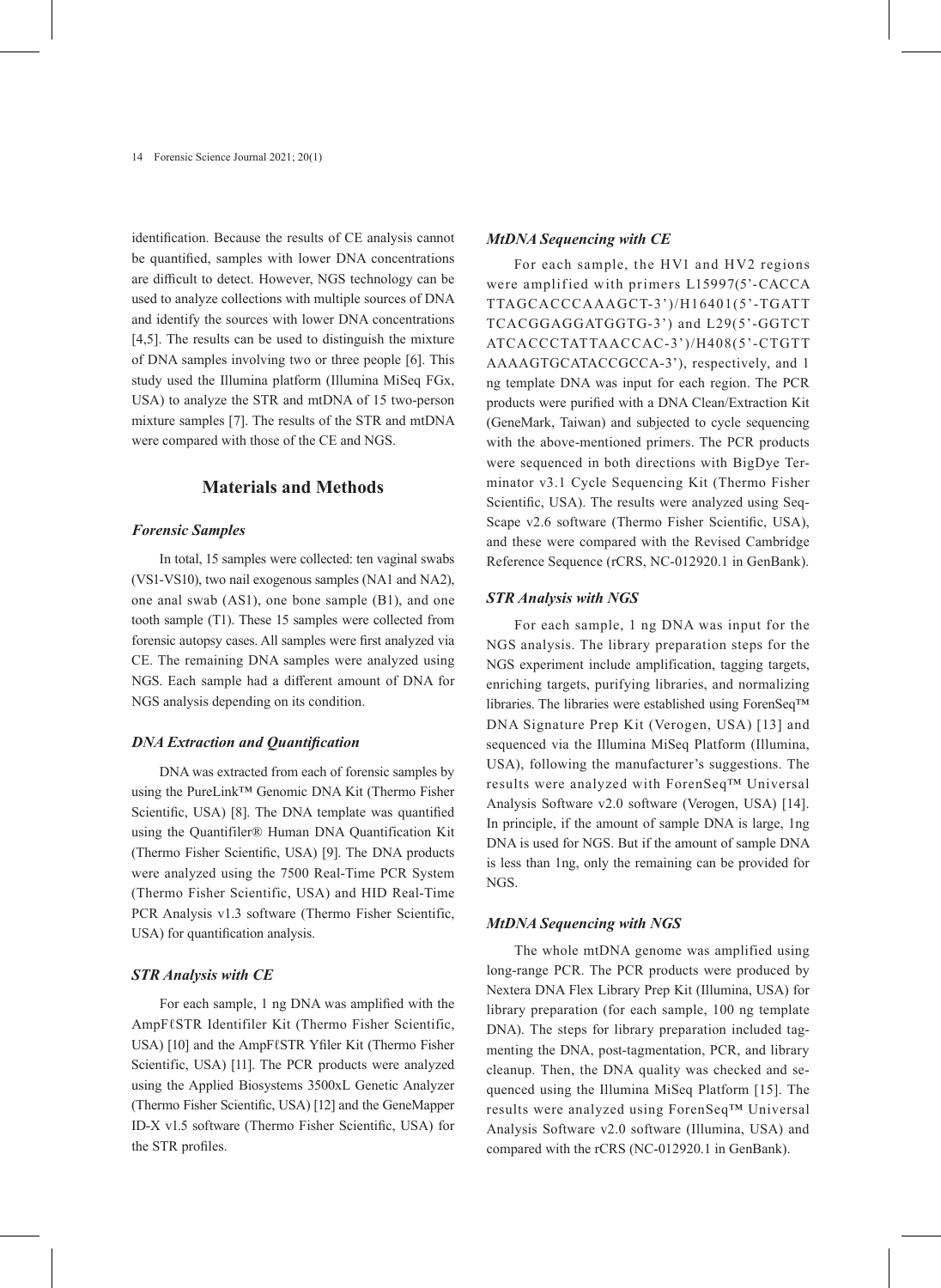identification. Because the results of CE analysis cannot be quantified, samples with lower DNA concentrations are difficult to detect. However, NGS technology can be used to analyze collections with multiple sources of DNA and identify the sources with lower DNA concentrations [4,5]. The results can be used to distinguish the mixture of DNA samples involving two or three people [6]. This study used the Illumina platform (Illumina MiSeq FGx, USA) to analyze the STR and mtDNA of 15 two-person mixture samples [7]. The results of the STR and mtDNA were compared with those of the CE and NGS.

## Materials and Methods

### *Forensic Samples*

In total, 15 samples were collected: ten vaginal swabs (VS1-VS10), two nail exogenous samples (NA1 and NA2), one anal swab (AS1), one bone sample (B1), and one tooth sample (T1). These 15 samples were collected from forensic autopsy cases. All samples were first analyzed via CE. The remaining DNA samples were analyzed using NGS. Each sample had a different amount of DNA for NGS analysis depending on its condition.

### *DNA Extraction and Quantification*

DNA was extracted from each of forensic samples by using the PureLink™ Genomic DNA Kit (Thermo Fisher Scientific, USA) [8]. The DNA template was quantified using the Quantifiler® Human DNA Quantification Kit (Thermo Fisher Scientific, USA) [9]. The DNA products were analyzed using the 7500 Real-Time PCR System (Thermo Fisher Scientific, USA) and HID Real-Time PCR Analysis v1.3 software (Thermo Fisher Scientific, USA) for quantification analysis.

### *STR Analysis with CE*

For each sample, 1 ng DNA was amplified with the AmpFℓSTR Identifiler Kit (Thermo Fisher Scientific, USA) [10] and the AmpFℓSTR Yfiler Kit (Thermo Fisher Scientific, USA) [11]. The PCR products were analyzed using the Applied Biosystems 3500xL Genetic Analyzer (Thermo Fisher Scientific, USA) [12] and the GeneMapper ID-X v1.5 software (Thermo Fisher Scientific, USA) for the STR profiles.

### *MtDNA Sequencing with CE*

For each sample, the HV1 and HV2 regions were amplified with primers L15997(5'-CACCATTAGCACCCAAAGCT-3')/H16401(5'-TGATTTCACGGAGGATGGTG-3') and L29(5'-GGTCTATCACCCTATTAACCAC-3')/H408(5'-CTGTTAAAAGTGCATACCGCCA-3'), respectively, and 1 ng template DNA was input for each region. The PCR products were purified with a DNA Clean/Extraction Kit (GeneMark, Taiwan) and subjected to cycle sequencing with the above-mentioned primers. The PCR products were sequenced in both directions with BigDye Terminator v3.1 Cycle Sequencing Kit (Thermo Fisher Scientific, USA). The results were analyzed using SeqScape v2.6 software (Thermo Fisher Scientific, USA), and these were compared with the Revised Cambridge Reference Sequence (rCRS, NC-012920.1 in GenBank).

### *STR Analysis with NGS*

For each sample, 1 ng DNA was input for the NGS analysis. The library preparation steps for the NGS experiment include amplification, tagging targets, enriching targets, purifying libraries, and normalizing libraries. The libraries were established using ForenSeq™ DNA Signature Prep Kit (Verogen, USA) [13] and sequenced via the Illumina MiSeq Platform (Illumina, USA), following the manufacturer's suggestions. The results were analyzed with ForenSeq™ Universal Analysis Software v2.0 software (Verogen, USA) [14]. In principle, if the amount of sample DNA is large, 1ng DNA is used for NGS. But if the amount of sample DNA is less than 1ng, only the remaining can be provided for NGS.

### *MtDNA Sequencing with NGS*

The whole mtDNA genome was amplified using long-range PCR. The PCR products were produced by Nextera DNA Flex Library Prep Kit (Illumina, USA) for library preparation (for each sample, 100 ng template DNA). The steps for library preparation included tagmenting the DNA, post-tagmentation, PCR, and library cleanup. Then, the DNA quality was checked and sequenced using the Illumina MiSeq Platform [15]. The results were analyzed using ForenSeq™ Universal Analysis Software v2.0 software (Illumina, USA) and compared with the rCRS (NC-012920.1 in GenBank).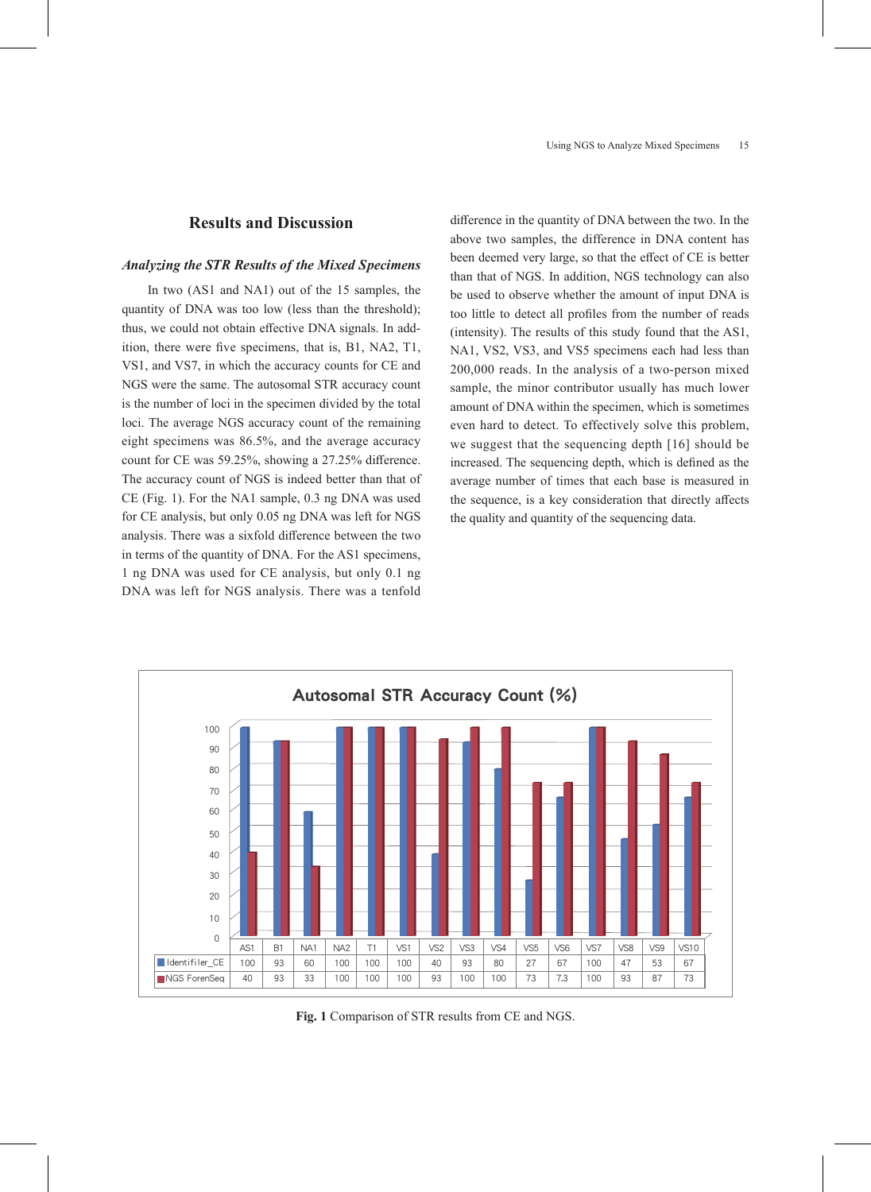## Results and Discussion

### *Analyzing the STR Results of the Mixed Specimens*

In two (AS1 and NA1) out of the 15 samples, the quantity of DNA was too low (less than the threshold); thus, we could not obtain effective DNA signals. In addition, there were five specimens, that is, B1, NA2, T1, VS1, and VS7, in which the accuracy counts for CE and NGS were the same. The autosomal STR accuracy count is the number of loci in the specimen divided by the total loci. The average NGS accuracy count of the remaining eight specimens was 86.5%, and the average accuracy count for CE was 59.25%, showing a 27.25% difference. The accuracy count of NGS is indeed better than that of CE (Fig. 1). For the NA1 sample, 0.3 ng DNA was used for CE analysis, but only 0.05 ng DNA was left for NGS analysis. There was a sixfold difference between the two in terms of the quantity of DNA. For the AS1 specimens, 1 ng DNA was used for CE analysis, but only 0.1 ng DNA was left for NGS analysis. There was a tenfold difference in the quantity of DNA between the two. In the above two samples, the difference in DNA content has been deemed very large, so that the effect of CE is better than that of NGS. In addition, NGS technology can also be used to observe whether the amount of input DNA is too little to detect all profiles from the number of reads (intensity). The results of this study found that the AS1, NA1, VS2, VS3, and VS5 specimens each had less than 200,000 reads. In the analysis of a two-person mixed sample, the minor contributor usually has much lower amount of DNA within the specimen, which is sometimes even hard to detect. To effectively solve this problem, we suggest that the sequencing depth [16] should be increased. The sequencing depth, which is defined as the average number of times that each base is measured in the sequence, is a key consideration that directly affects the quality and quantity of the sequencing data.

**Autosomal STR Accuracy Count (%)**

| | AS1 | B1 | NA1 | NA2 | T1 | VS1 | VS2 | VS3 | VS4 | VS5 | VS6 | VS7 | VS8 | VS9 | VS10 |
|---|---|---|---|---|---|---|---|---|---|---|---|---|---|---|---|
| Identifiler_CE | 100 | 93 | 60 | 100 | 100 | 100 | 40 | 93 | 80 | 27 | 67 | 100 | 47 | 53 | 67 |
| NGS ForenSeq | 40 | 93 | 33 | 100 | 100 | 100 | 93 | 100 | 100 | 73 | 73 | 100 | 93 | 87 | 73 |

**Fig. 1** Comparison of STR results from CE and NGS.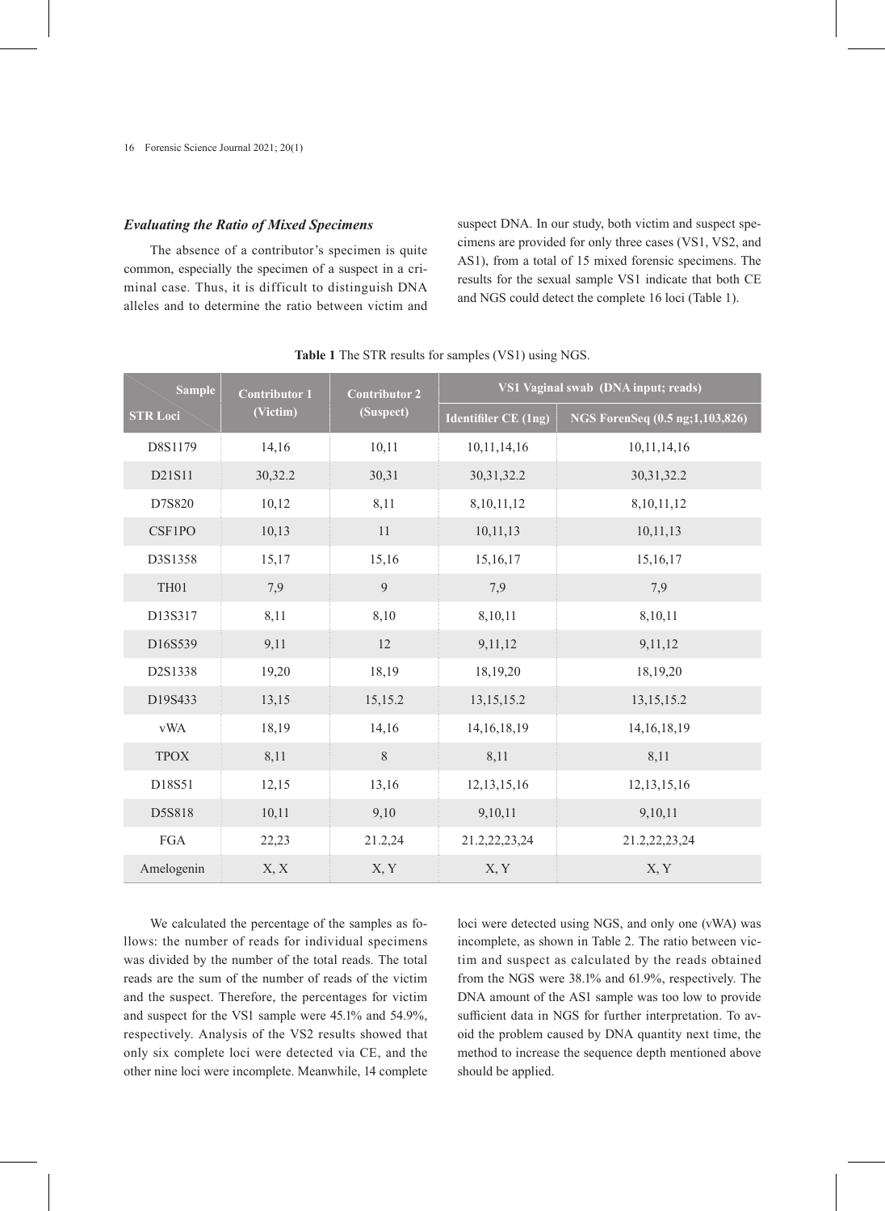### *Evaluating the Ratio of Mixed Specimens*

The absence of a contributor's specimen is quite common, especially the specimen of a suspect in a criminal case. Thus, it is difficult to distinguish DNA alleles and to determine the ratio between victim and suspect DNA. In our study, both victim and suspect specimens are provided for only three cases (VS1, VS2, and AS1), from a total of 15 mixed forensic specimens. The results for the sexual sample VS1 indicate that both CE and NGS could detect the complete 16 loci (Table 1).

**Table 1** The STR results for samples (VS1) using NGS.

| Sample / STR Loci | Contributor 1 (Victim) | Contributor 2 (Suspect) | VS1 Vaginal swab (DNA input; reads) | |
|---|---|---|---|---|
| | | | Identifiler CE (1ng) | NGS ForenSeq (0.5 ng;1,103,826) |
| D8S1179 | 14,16 | 10,11 | 10,11,14,16 | 10,11,14,16 |
| D21S11 | 30,32.2 | 30,31 | 30,31,32.2 | 30,31,32.2 |
| D7S820 | 10,12 | 8,11 | 8,10,11,12 | 8,10,11,12 |
| CSF1PO | 10,13 | 11 | 10,11,13 | 10,11,13 |
| D3S1358 | 15,17 | 15,16 | 15,16,17 | 15,16,17 |
| TH01 | 7,9 | 9 | 7,9 | 7,9 |
| D13S317 | 8,11 | 8,10 | 8,10,11 | 8,10,11 |
| D16S539 | 9,11 | 12 | 9,11,12 | 9,11,12 |
| D2S1338 | 19,20 | 18,19 | 18,19,20 | 18,19,20 |
| D19S433 | 13,15 | 15,15.2 | 13,15,15.2 | 13,15,15.2 |
| vWA | 18,19 | 14,16 | 14,16,18,19 | 14,16,18,19 |
| TPOX | 8,11 | 8 | 8,11 | 8,11 |
| D18S51 | 12,15 | 13,16 | 12,13,15,16 | 12,13,15,16 |
| D5S818 | 10,11 | 9,10 | 9,10,11 | 9,10,11 |
| FGA | 22,23 | 21.2,24 | 21.2,22,23,24 | 21.2,22,23,24 |
| Amelogenin | X, X | X, Y | X, Y | X, Y |

We calculated the percentage of the samples as follows: the number of reads for individual specimens was divided by the number of the total reads. The total reads are the sum of the number of reads of the victim and the suspect. Therefore, the percentages for victim and suspect for the VS1 sample were 45.1% and 54.9%, respectively. Analysis of the VS2 results showed that only six complete loci were detected via CE, and the other nine loci were incomplete. Meanwhile, 14 complete loci were detected using NGS, and only one (vWA) was incomplete, as shown in Table 2. The ratio between victim and suspect as calculated by the reads obtained from the NGS were 38.1% and 61.9%, respectively. The DNA amount of the AS1 sample was too low to provide sufficient data in NGS for further interpretation. To avoid the problem caused by DNA quantity next time, the method to increase the sequence depth mentioned above should be applied.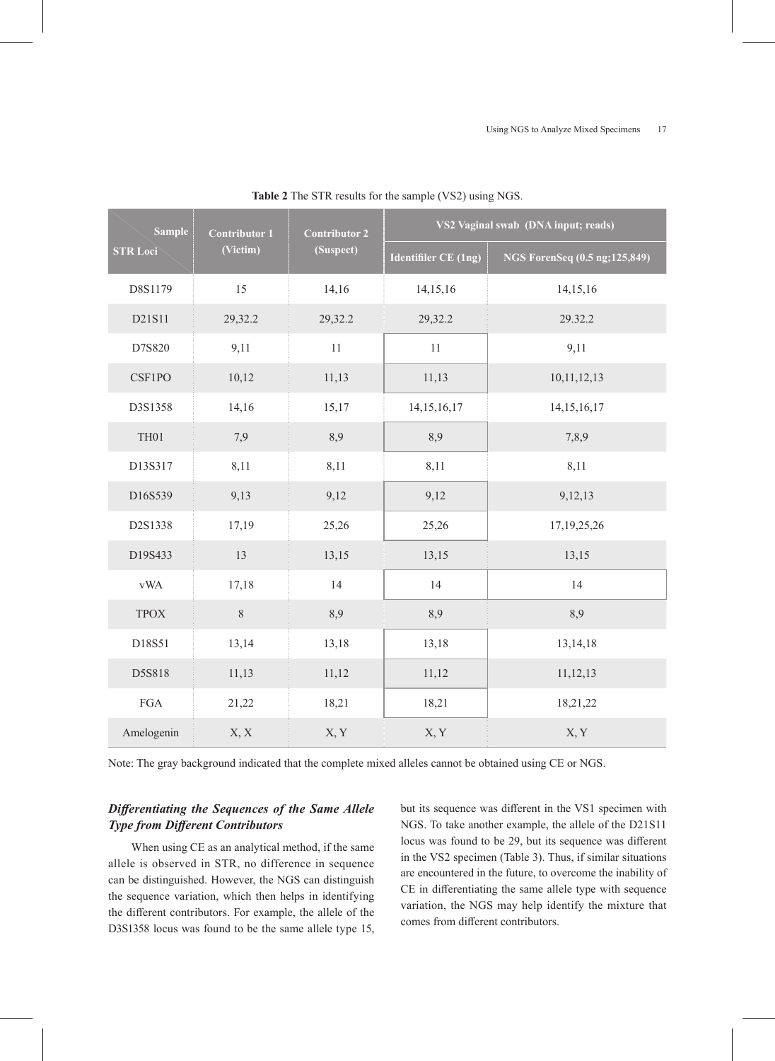**Table 2** The STR results for the sample (VS2) using NGS.

| Sample / STR Loci | Contributor 1 (Victim) | Contributor 2 (Suspect) | VS2 Vaginal swab (DNA input; reads) | |
|---|---|---|---|---|
| | | | Identifiler CE (1ng) | NGS ForenSeq (0.5 ng;125,849) |
| D8S1179 | 15 | 14,16 | 14,15,16 | 14,15,16 |
| D21S11 | 29,32.2 | 29,32.2 | 29,32.2 | 29.32.2 |
| D7S820 | 9,11 | 11 | 11 | 9,11 |
| CSF1PO | 10,12 | 11,13 | 11,13 | 10,11,12,13 |
| D3S1358 | 14,16 | 15,17 | 14,15,16,17 | 14,15,16,17 |
| TH01 | 7,9 | 8,9 | 8,9 | 7,8,9 |
| D13S317 | 8,11 | 8,11 | 8,11 | 8,11 |
| D16S539 | 9,13 | 9,12 | 9,12 | 9,12,13 |
| D2S1338 | 17,19 | 25,26 | 25,26 | 17,19,25,26 |
| D19S433 | 13 | 13,15 | 13,15 | 13,15 |
| vWA | 17,18 | 14 | 14 | 14 |
| TPOX | 8 | 8,9 | 8,9 | 8,9 |
| D18S51 | 13,14 | 13,18 | 13,18 | 13,14,18 |
| D5S818 | 11,13 | 11,12 | 11,12 | 11,12,13 |
| FGA | 21,22 | 18,21 | 18,21 | 18,21,22 |
| Amelogenin | X, X | X, Y | X, Y | X, Y |

Note: The gray background indicated that the complete mixed alleles cannot be obtained using CE or NGS.

### *Differentiating the Sequences of the Same Allele Type from Different Contributors*

When using CE as an analytical method, if the same allele is observed in STR, no difference in sequence can be distinguished. However, the NGS can distinguish the sequence variation, which then helps in identifying the different contributors. For example, the allele of the D3S1358 locus was found to be the same allele type 15, but its sequence was different in the VS1 specimen with NGS. To take another example, the allele of the D21S11 locus was found to be 29, but its sequence was different in the VS2 specimen (Table 3). Thus, if similar situations are encountered in the future, to overcome the inability of CE in differentiating the same allele type with sequence variation, the NGS may help identify the mixture that comes from different contributors.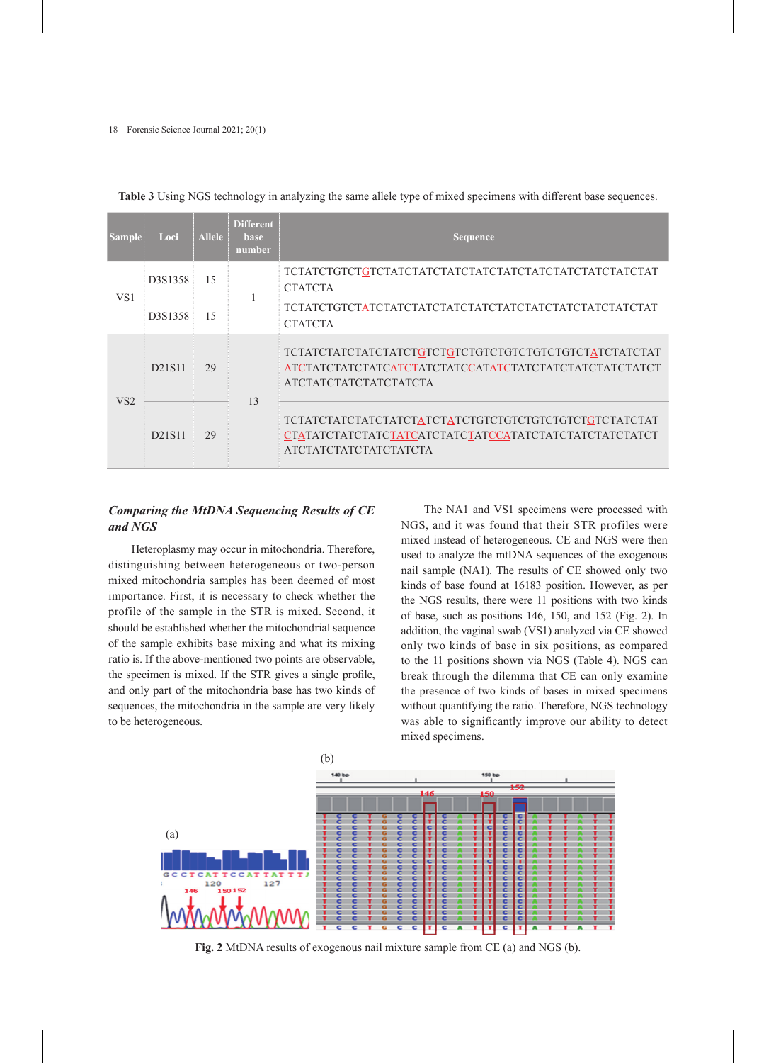**Table 3** Using NGS technology in analyzing the same allele type of mixed specimens with different base sequences.

| Sample | Loci | Allele | Different base number | Sequence |
|---|---|---|---|---|
| VS1 | D3S1358 | 15 | 1 | TCTATCTGTCTGTCTATCTATCTATCTATCTATCTATCTATCTATCTATCTAT CTATCTA |
| | D3S1358 | 15 | | TCTATCTGTCTATCTATCTATCTATCTATCTATCTATCTATCTATCTATCTAT CTATCTA |
| VS2 | D21S11 | 29 | 13 | TCTATCTATCTATCTATCTGTCTGTCTGTCTGTCTGTCTGTCTATCTATCTAT ATCTATCTATCTATCATCTATCTATCCATATCTATCTATCTATCTATCTATCT ATCTATCTATCTATCTATCTA |
| | D21S11 | 29 | | TCTATCTATCTATCTATCTATCTATCTGTCTGTCTGTCTGTCTGTCTATCTAT CTATATCTATCTATCTATCATCTATCTATCCATATCTATCTATCTATCTATCT ATCTATCTATCTATCTATCTA |

### *Comparing the MtDNA Sequencing Results of CE and NGS*

Heteroplasmy may occur in mitochondria. Therefore, distinguishing between heterogeneous or two-person mixed mitochondria samples has been deemed of most importance. First, it is necessary to check whether the profile of the sample in the STR is mixed. Second, it should be established whether the mitochondrial sequence of the sample exhibits base mixing and what its mixing ratio is. If the above-mentioned two points are observable, the specimen is mixed. If the STR gives a single profile, and only part of the mitochondria base has two kinds of sequences, the mitochondria in the sample are very likely to be heterogeneous.

The NA1 and VS1 specimens were processed with NGS, and it was found that their STR profiles were mixed instead of heterogeneous. CE and NGS were then used to analyze the mtDNA sequences of the exogenous nail sample (NA1). The results of CE showed only two kinds of base found at 16183 position. However, as per the NGS results, there were 11 positions with two kinds of base, such as positions 146, 150, and 152 (Fig. 2). In addition, the vaginal swab (VS1) analyzed via CE showed only two kinds of base in six positions, as compared to the 11 positions shown via NGS (Table 4). NGS can break through the dilemma that CE can only examine the presence of two kinds of bases in mixed specimens without quantifying the ratio. Therefore, NGS technology was able to significantly improve our ability to detect mixed specimens.

**Fig. 2** MtDNA results of exogenous nail mixture sample from CE (a) and NGS (b).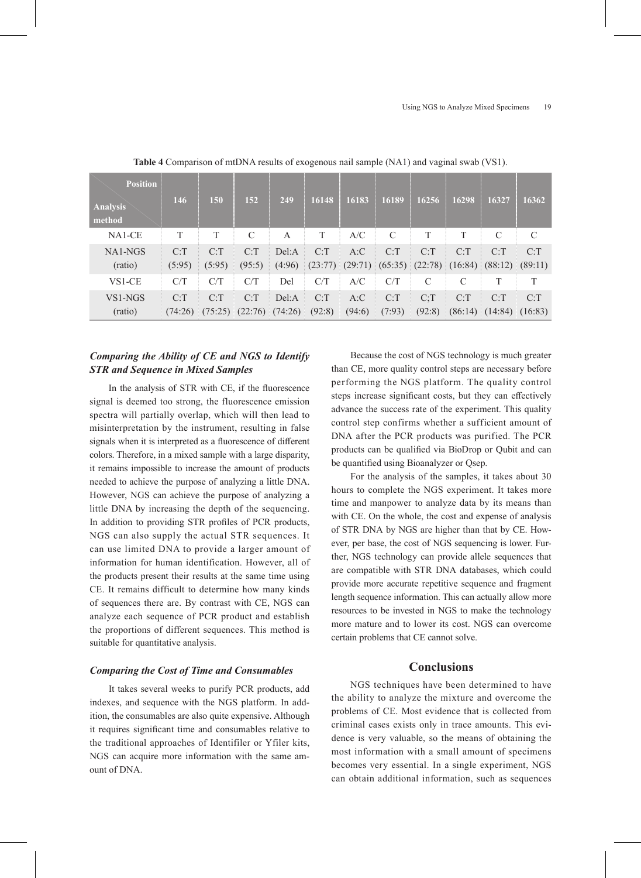**Table 4** Comparison of mtDNA results of exogenous nail sample (NA1) and vaginal swab (VS1).

| Analysis method \ Position | 146 | 150 | 152 | 249 | 16148 | 16183 | 16189 | 16256 | 16298 | 16327 | 16362 |
|---|---|---|---|---|---|---|---|---|---|---|---|
| NA1-CE | T | T | C | A | T | A/C | C | T | T | C | C |
| NA1-NGS (ratio) | C:T (5:95) | C:T (5:95) | C:T (95:5) | Del:A (4:96) | C:T (23:77) | A:C (29:71) | C:T (65:35) | C:T (22:78) | C:T (16:84) | C:T (88:12) | C:T (89:11) |
| VS1-CE | C/T | C/T | C/T | Del | C/T | A/C | C/T | C | C | T | T |
| VS1-NGS (ratio) | C:T (74:26) | C:T (75:25) | C:T (22:76) | Del:A (74:26) | C:T (92:8) | A:C (94:6) | C:T (7:93) | C;T (92:8) | C:T (86:14) | C:T (14:84) | C:T (16:83) |

### *Comparing the Ability of CE and NGS to Identify STR and Sequence in Mixed Samples*

In the analysis of STR with CE, if the fluorescence signal is deemed too strong, the fluorescence emission spectra will partially overlap, which will then lead to misinterpretation by the instrument, resulting in false signals when it is interpreted as a fluorescence of different colors. Therefore, in a mixed sample with a large disparity, it remains impossible to increase the amount of products needed to achieve the purpose of analyzing a little DNA. However, NGS can achieve the purpose of analyzing a little DNA by increasing the depth of the sequencing. In addition to providing STR profiles of PCR products, NGS can also supply the actual STR sequences. It can use limited DNA to provide a larger amount of information for human identification. However, all of the products present their results at the same time using CE. It remains difficult to determine how many kinds of sequences there are. By contrast with CE, NGS can analyze each sequence of PCR product and establish the proportions of different sequences. This method is suitable for quantitative analysis.

### *Comparing the Cost of Time and Consumables*

It takes several weeks to purify PCR products, add indexes, and sequence with the NGS platform. In addition, the consumables are also quite expensive. Although it requires significant time and consumables relative to the traditional approaches of Identifiler or Yfiler kits, NGS can acquire more information with the same amount of DNA.

Because the cost of NGS technology is much greater than CE, more quality control steps are necessary before performing the NGS platform. The quality control steps increase significant costs, but they can effectively advance the success rate of the experiment. This quality control step confirms whether a sufficient amount of DNA after the PCR products was purified. The PCR products can be qualified via BioDrop or Qubit and can be quantified using Bioanalyzer or Qsep.

For the analysis of the samples, it takes about 30 hours to complete the NGS experiment. It takes more time and manpower to analyze data by its means than with CE. On the whole, the cost and expense of analysis of STR DNA by NGS are higher than that by CE. However, per base, the cost of NGS sequencing is lower. Further, NGS technology can provide allele sequences that are compatible with STR DNA databases, which could provide more accurate repetitive sequence and fragment length sequence information. This can actually allow more resources to be invested in NGS to make the technology more mature and to lower its cost. NGS can overcome certain problems that CE cannot solve.

## Conclusions

NGS techniques have been determined to have the ability to analyze the mixture and overcome the problems of CE. Most evidence that is collected from criminal cases exists only in trace amounts. This evidence is very valuable, so the means of obtaining the most information with a small amount of specimens becomes very essential. In a single experiment, NGS can obtain additional information, such as sequences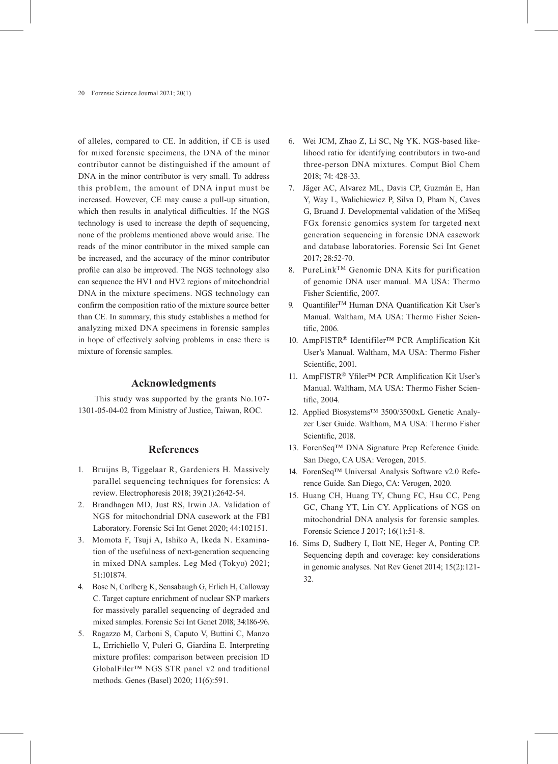of alleles, compared to CE. In addition, if CE is used for mixed forensic specimens, the DNA of the minor contributor cannot be distinguished if the amount of DNA in the minor contributor is very small. To address this problem, the amount of DNA input must be increased. However, CE may cause a pull-up situation, which then results in analytical difficulties. If the NGS technology is used to increase the depth of sequencing, none of the problems mentioned above would arise. The reads of the minor contributor in the mixed sample can be increased, and the accuracy of the minor contributor profile can also be improved. The NGS technology also can sequence the HV1 and HV2 regions of mitochondrial DNA in the mixture specimens. NGS technology can confirm the composition ratio of the mixture source better than CE. In summary, this study establishes a method for analyzing mixed DNA specimens in forensic samples in hope of effectively solving problems in case there is mixture of forensic samples.

## Acknowledgments

This study was supported by the grants No.107-1301-05-04-02 from Ministry of Justice, Taiwan, ROC.

## References

1. Bruijns B, Tiggelaar R, Gardeniers H. Massively parallel sequencing techniques for forensics: A review. Electrophoresis 2018; 39(21):2642-54.
2. Brandhagen MD, Just RS, Irwin JA. Validation of NGS for mitochondrial DNA casework at the FBI Laboratory. Forensic Sci Int Genet 2020; 44:102151.
3. Momota F, Tsuji A, Ishiko A, Ikeda N. Examination of the usefulness of next-generation sequencing in mixed DNA samples. Leg Med (Tokyo) 2021; 51:101874.
4. Bose N, Carlberg K, Sensabaugh G, Erlich H, Calloway C. Target capture enrichment of nuclear SNP markers for massively parallel sequencing of degraded and mixed samples. Forensic Sci Int Genet 2018; 34:186-96.
5. Ragazzo M, Carboni S, Caputo V, Buttini C, Manzo L, Errichiello V, Puleri G, Giardina E. Interpreting mixture profiles: comparison between precision ID GlobalFiler™ NGS STR panel v2 and traditional methods. Genes (Basel) 2020; 11(6):591.
6. Wei JCM, Zhao Z, Li SC, Ng YK. NGS-based likelihood ratio for identifying contributors in two-and three-person DNA mixtures. Comput Biol Chem 2018; 74: 428-33.
7. Jäger AC, Alvarez ML, Davis CP, Guzmán E, Han Y, Way L, Walichiewicz P, Silva D, Pham N, Caves G, Bruand J. Developmental validation of the MiSeq FGx forensic genomics system for targeted next generation sequencing in forensic DNA casework and database laboratories. Forensic Sci Int Genet 2017; 28:52-70.
8. PureLink™ Genomic DNA Kits for purification of genomic DNA user manual. MA USA: Thermo Fisher Scientific, 2007.
9. Quantifiler™ Human DNA Quantification Kit User's Manual. Waltham, MA USA: Thermo Fisher Scientific, 2006.
10. AmpFlSTR® Identifiler™ PCR Amplification Kit User's Manual. Waltham, MA USA: Thermo Fisher Scientific, 2001.
11. AmpFlSTR® Yfiler™ PCR Amplification Kit User's Manual. Waltham, MA USA: Thermo Fisher Scientific, 2004.
12. Applied Biosystems™ 3500/3500xL Genetic Analyzer User Guide. Waltham, MA USA: Thermo Fisher Scientific, 2018.
13. ForenSeq™ DNA Signature Prep Reference Guide. San Diego, CA USA: Verogen, 2015.
14. ForenSeq™ Universal Analysis Software v2.0 Reference Guide. San Diego, CA: Verogen, 2020.
15. Huang CH, Huang TY, Chung FC, Hsu CC, Peng GC, Chang YT, Lin CY. Applications of NGS on mitochondrial DNA analysis for forensic samples. Forensic Science J 2017; 16(1):51-8.
16. Sims D, Sudbery I, Ilott NE, Heger A, Ponting CP. Sequencing depth and coverage: key considerations in genomic analyses. Nat Rev Genet 2014; 15(2):121-32.